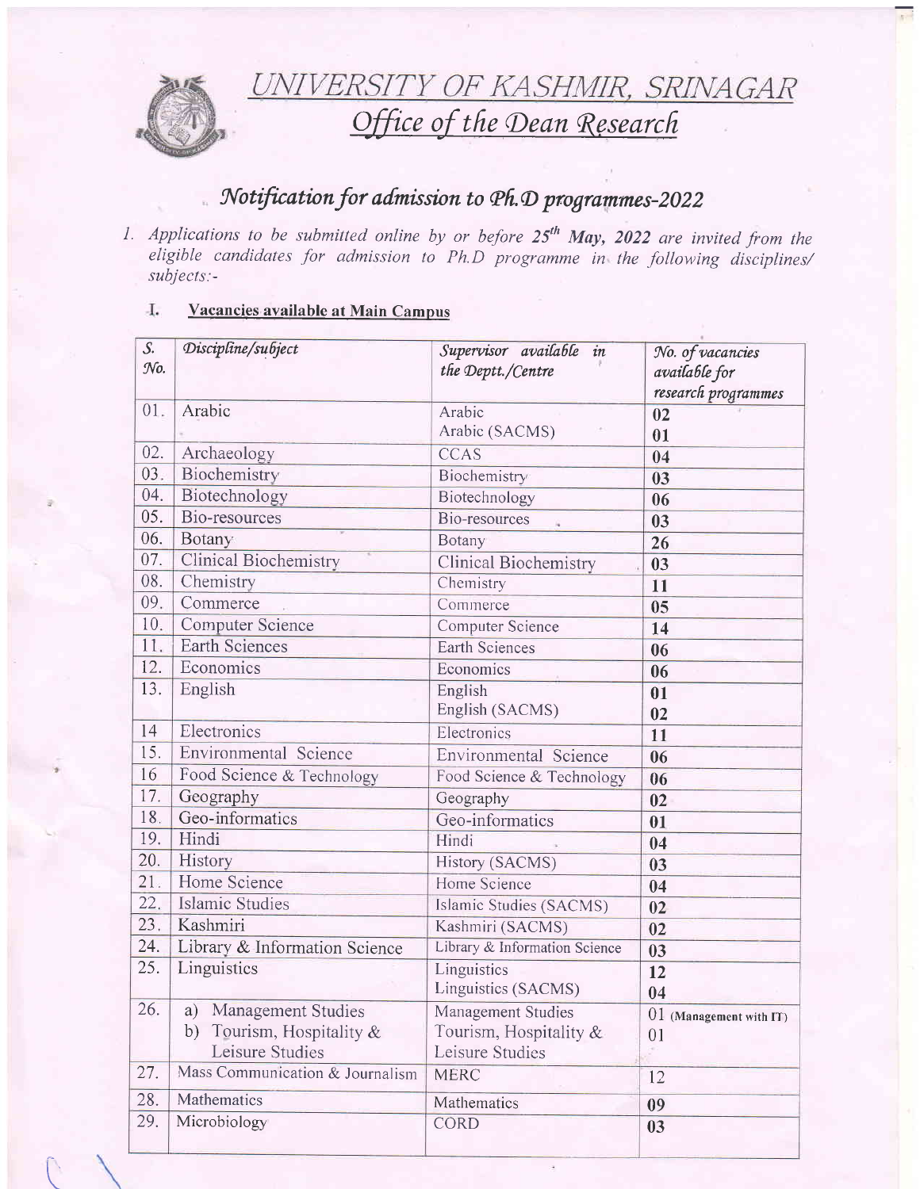# UNIVERSITY OF KASHMIR, SRINAGAR

## Office of the Dean Research

## Notification for admission to Ph.D programmes-2022

1. Applications to be submitted online by or before 25th May, 2022 are invited from the eligible candidates for admission to Ph.D programme in the following disciplines/ subjects:-

### I. Vacancies available at Main Campus

| S. No. | Discipline/subject | Supervisor available in the Deptt./Centre | No. of vacancies available for research programmes |
|---|---|---|---|
| 01. | Arabic | Arabic<br>Arabic (SACMS) | 02<br>01 |
| 02. | Archaeology | CCAS | 04 |
| 03. | Biochemistry | Biochemistry | 03 |
| 04. | Biotechnology | Biotechnology | 06 |
| 05. | Bio-resources | Bio-resources | 03 |
| 06. | Botany | Botany | 26 |
| 07. | Clinical Biochemistry | Clinical Biochemistry | 03 |
| 08. | Chemistry | Chemistry | 11 |
| 09. | Commerce | Commerce | 05 |
| 10. | Computer Science | Computer Science | 14 |
| 11. | Earth Sciences | Earth Sciences | 06 |
| 12. | Economics | Economics | 06 |
| 13. | English | English<br>English (SACMS) | 01<br>02 |
| 14 | Electronics | Electronics | 11 |
| 15. | Environmental Science | Environmental Science | 06 |
| 16 | Food Science & Technology | Food Science & Technology | 06 |
| 17. | Geography | Geography | 02 |
| 18. | Geo-informatics | Geo-informatics | 01 |
| 19. | Hindi | Hindi | 04 |
| 20. | History | History (SACMS) | 03 |
| 21. | Home Science | Home Science | 04 |
| 22. | Islamic Studies | Islamic Studies (SACMS) | 02 |
| 23. | Kashmiri | Kashmiri (SACMS) | 02 |
| 24. | Library & Information Science | Library & Information Science | 03 |
| 25. | Linguistics | Linguistics<br>Linguistics (SACMS) | 12<br>04 |
| 26. | a) Management Studies<br>b) Tourism, Hospitality & Leisure Studies | Management Studies<br>Tourism, Hospitality & Leisure Studies | 01 (Management with IT)<br>01 |
| 27. | Mass Communication & Journalism | MERC | 12 |
| 28. | Mathematics | Mathematics | 09 |
| 29. | Microbiology | CORD | 03 |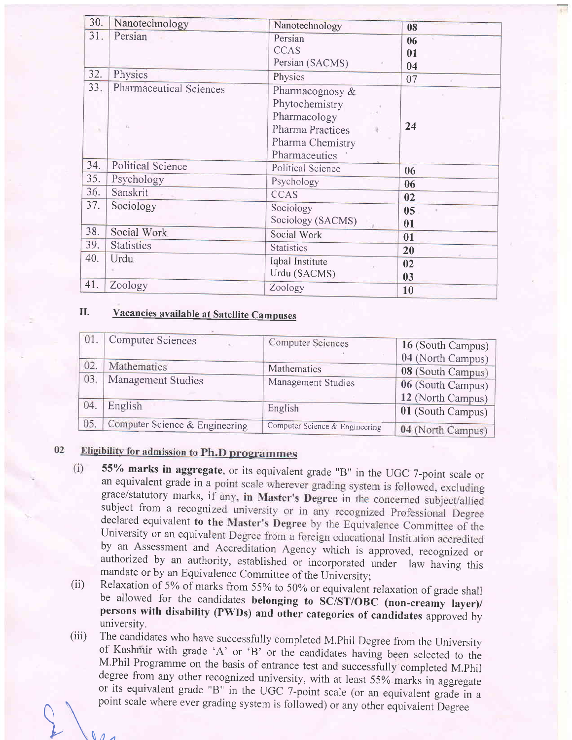| | | | |
|---|---|---|---|
| 30. | Nanotechnology | Nanotechnology | **08** |
| 31. | Persian | Persian<br>CCAS<br>Persian (SACMS) | **06**<br>**01**<br>**04** |
| 32. | Physics | Physics | 07 |
| 33. | Pharmaceutical Sciences | Pharmacognosy & Phytochemistry<br>Pharmacology<br>Pharma Practices<br>Pharma Chemistry<br>Pharmaceutics | **24** |
| 34. | Political Science | Political Science | **06** |
| 35. | Psychology | Psychology | **06** |
| 36. | Sanskrit | CCAS | **02** |
| 37. | Sociology | Sociology<br>Sociology (SACMS) | **05**<br>**01** |
| 38. | Social Work | Social Work | **01** |
| 39. | Statistics | Statistics | **20** |
| 40. | Urdu | Iqbal Institute<br>Urdu (SACMS) | **02**<br>**03** |
| 41. | Zoology | Zoology | **10** |

## II. Vacancies available at Satellite Campuses

| | | | |
|---|---|---|---|
| 01. | Computer Sciences | Computer Sciences | **16** (South Campus)<br>**04** (North Campus) |
| 02. | Mathematics | Mathematics | **08** (South Campus) |
| 03. | Management Studies | Management Studies | **06** (South Campus)<br>**12** (North Campus) |
| 04. | English | English | **01** (South Campus) |
| 05. | Computer Science & Engineering | Computer Science & Engineering | **04** (North Campus) |

## 02 Eligibility for admission to Ph.D programmes

(i) **55% marks in aggregate**, or its equivalent grade "B" in the UGC 7-point scale or an equivalent grade in a point scale wherever grading system is followed, excluding grace/statutory marks, if any, **in Master's Degree** in the concerned subject/allied subject from a recognized university or in any recognized Professional Degree declared equivalent **to the Master's Degree** by the Equivalence Committee of the University or an equivalent Degree from a foreign educational Institution accredited by an Assessment and Accreditation Agency which is approved, recognized or authorized by an authority, established or incorporated under law having this mandate or by an Equivalence Committee of the University;

(ii) Relaxation of 5% of marks from 55% to 50% or equivalent relaxation of grade shall be allowed for the candidates **belonging to SC/ST/OBC (non-creamy layer)/ persons with disability (PWDs) and other categories of candidates** approved by university.

(iii) The candidates who have successfully completed M.Phil Degree from the University of Kashmir with grade 'A' or 'B' or the candidates having been selected to the M.Phil Programme on the basis of entrance test and successfully completed M.Phil degree from any other recognized university, with at least 55% marks in aggregate or its equivalent grade "B" in the UGC 7-point scale (or an equivalent grade in a point scale where ever grading system is followed) or any other equivalent Degree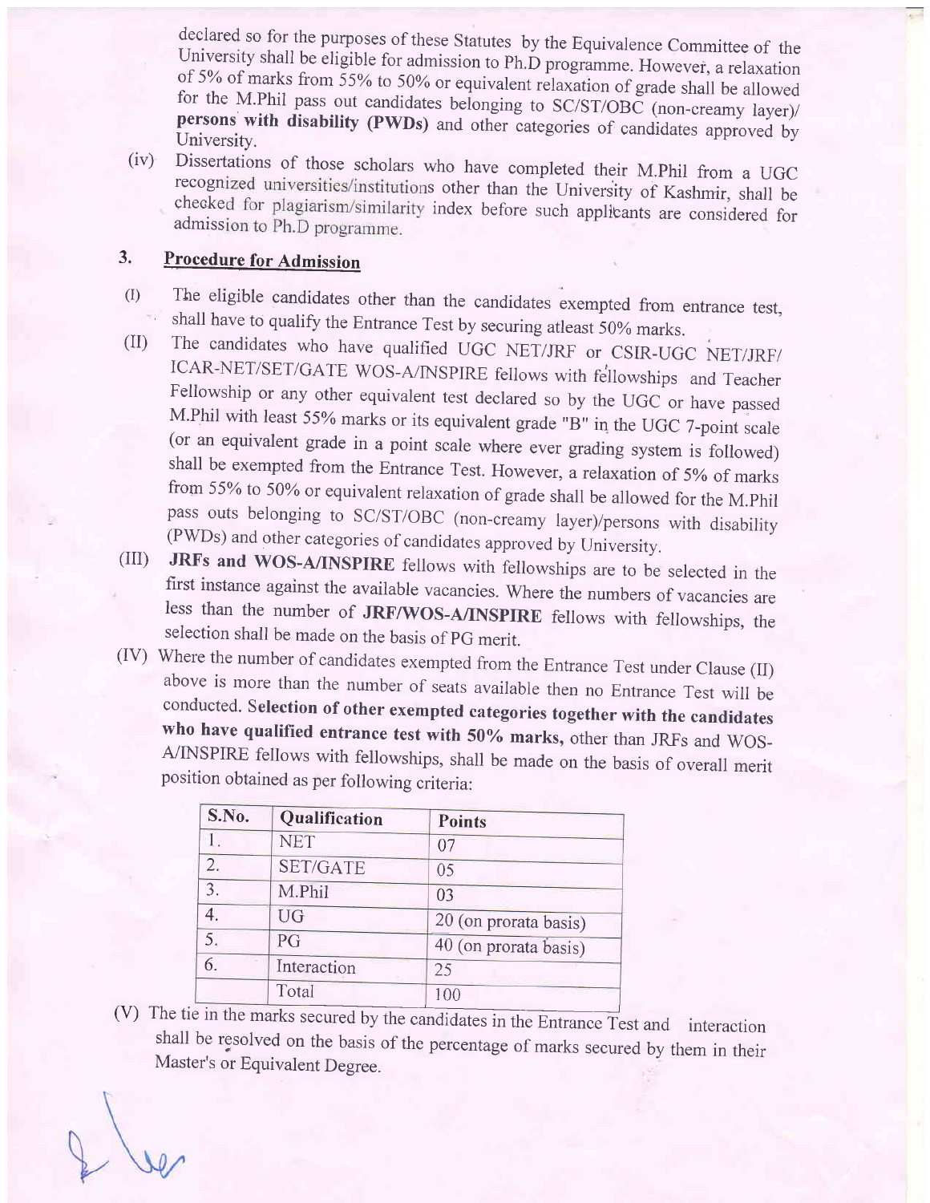declared so for the purposes of these Statutes by the Equivalence Committee of the University shall be eligible for admission to Ph.D programme. However, a relaxation of 5% of marks from 55% to 50% or equivalent relaxation of grade shall be allowed for the M.Phil pass out candidates belonging to SC/ST/OBC (non-creamy layer)/ **persons with disability (PWDs)** and other categories of candidates approved by University.

(iv) Dissertations of those scholars who have completed their M.Phil from a UGC recognized universities/institutions other than the University of Kashmir, shall be checked for plagiarism/similarity index before such applicants are considered for admission to Ph.D programme.

## 3. Procedure for Admission

(I) The eligible candidates other than the candidates exempted from entrance test, shall have to qualify the Entrance Test by securing atleast 50% marks.

(II) The candidates who have qualified UGC NET/JRF or CSIR-UGC NET/JRF/ ICAR-NET/SET/GATE WOS-A/INSPIRE fellows with fellowships and Teacher Fellowship or any other equivalent test declared so by the UGC or have passed M.Phil with least 55% marks or its equivalent grade "B" in the UGC 7-point scale (or an equivalent grade in a point scale where ever grading system is followed) shall be exempted from the Entrance Test. However, a relaxation of 5% of marks from 55% to 50% or equivalent relaxation of grade shall be allowed for the M.Phil pass outs belonging to SC/ST/OBC (non-creamy layer)/persons with disability (PWDs) and other categories of candidates approved by University.

(III) **JRFs and WOS-A/INSPIRE** fellows with fellowships are to be selected in the first instance against the available vacancies. Where the numbers of vacancies are less than the number of **JRF/WOS-A/INSPIRE** fellows with fellowships, the selection shall be made on the basis of PG merit.

(IV) Where the number of candidates exempted from the Entrance Test under Clause (II) above is more than the number of seats available then no Entrance Test will be conducted. **Selection of other exempted categories together with the candidates who have qualified entrance test with 50% marks,** other than JRFs and WOS-A/INSPIRE fellows with fellowships, shall be made on the basis of overall merit position obtained as per following criteria:

| S.No. | Qualification | Points |
|---|---|---|
| 1. | NET | 07 |
| 2. | SET/GATE | 05 |
| 3. | M.Phil | 03 |
| 4. | UG | 20 (on prorata basis) |
| 5. | PG | 40 (on prorata basis) |
| 6. | Interaction | 25 |
| | Total | 100 |

(V) The tie in the marks secured by the candidates in the Entrance Test and interaction shall be resolved on the basis of the percentage of marks secured by them in their Master's or Equivalent Degree.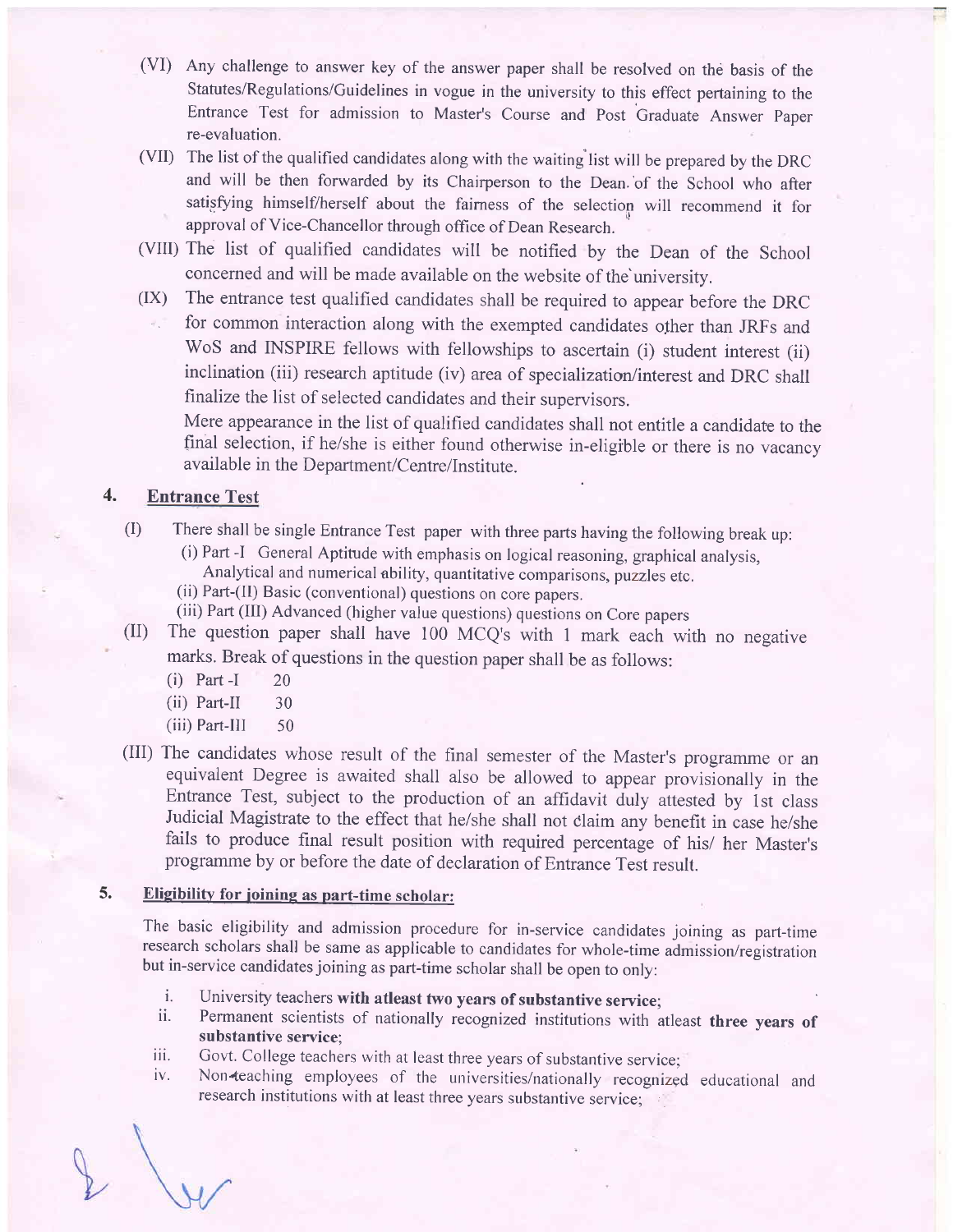(VI) Any challenge to answer key of the answer paper shall be resolved on the basis of the Statutes/Regulations/Guidelines in vogue in the university to this effect pertaining to the Entrance Test for admission to Master's Course and Post Graduate Answer Paper re-evaluation.

(VII) The list of the qualified candidates along with the waiting list will be prepared by the DRC and will be then forwarded by its Chairperson to the Dean of the School who after satisfying himself/herself about the fairness of the selection will recommend it for approval of Vice-Chancellor through office of Dean Research.

(VIII) The list of qualified candidates will be notified by the Dean of the School concerned and will be made available on the website of the university.

(IX) The entrance test qualified candidates shall be required to appear before the DRC for common interaction along with the exempted candidates other than JRFs and WoS and INSPIRE fellows with fellowships to ascertain (i) student interest (ii) inclination (iii) research aptitude (iv) area of specialization/interest and DRC shall finalize the list of selected candidates and their supervisors.

Mere appearance in the list of qualified candidates shall not entitle a candidate to the final selection, if he/she is either found otherwise in-eligible or there is no vacancy available in the Department/Centre/Institute.

## 4. Entrance Test

(I) There shall be single Entrance Test paper with three parts having the following break up:
- (i) Part -I General Aptitude with emphasis on logical reasoning, graphical analysis, Analytical and numerical ability, quantitative comparisons, puzzles etc.
- (ii) Part-(II) Basic (conventional) questions on core papers.
- (iii) Part (III) Advanced (higher value questions) questions on Core papers

(II) The question paper shall have 100 MCQ's with 1 mark each with no negative marks. Break of questions in the question paper shall be as follows:
- (i) Part -I 20
- (ii) Part-II 30
- (iii) Part-III 50

(III) The candidates whose result of the final semester of the Master's programme or an equivalent Degree is awaited shall also be allowed to appear provisionally in the Entrance Test, subject to the production of an affidavit duly attested by 1st class Judicial Magistrate to the effect that he/she shall not claim any benefit in case he/she fails to produce final result position with required percentage of his/ her Master's programme by or before the date of declaration of Entrance Test result.

## 5. Eligibility for joining as part-time scholar:

The basic eligibility and admission procedure for in-service candidates joining as part-time research scholars shall be same as applicable to candidates for whole-time admission/registration but in-service candidates joining as part-time scholar shall be open to only:

- i. University teachers **with atleast two years of substantive service**;
- ii. Permanent scientists of nationally recognized institutions with atleast **three years of substantive service**;
- iii. Govt. College teachers with at least three years of substantive service;
- iv. Non-teaching employees of the universities/nationally recognized educational and research institutions with at least three years substantive service;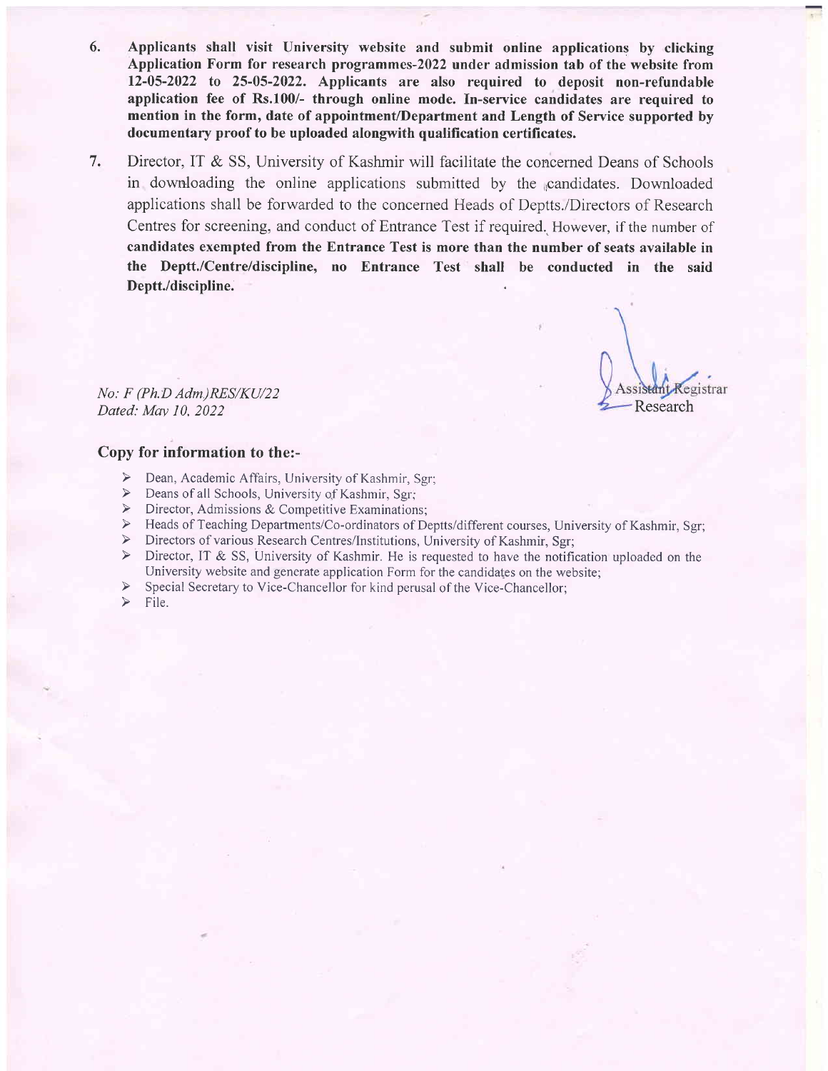6. **Applicants shall visit University website and submit online applications by clicking Application Form for research programmes-2022 under admission tab of the website from 12-05-2022 to 25-05-2022. Applicants are also required to deposit non-refundable application fee of Rs.100/- through online mode. In-service candidates are required to mention in the form, date of appointment/Department and Length of Service supported by documentary proof to be uploaded alongwith qualification certificates.**

7. Director, IT & SS, University of Kashmir will facilitate the concerned Deans of Schools in downloading the online applications submitted by the candidates. Downloaded applications shall be forwarded to the concerned Heads of Deptts./Directors of Research Centres for screening, and conduct of Entrance Test if required. However, if the number of **candidates exempted from the Entrance Test is more than the number of seats available in the Deptt./Centre/discipline, no Entrance Test shall be conducted in the said Deptt./discipline.**

Assistant Registrar
Research

*No: F (Ph.D Adm.)RES/KU/22*
*Dated: May 10, 2022*

**Copy for information to the:-**

- Dean, Academic Affairs, University of Kashmir, Sgr;
- Deans of all Schools, University of Kashmir, Sgr;
- Director, Admissions & Competitive Examinations;
- Heads of Teaching Departments/Co-ordinators of Deptts/different courses, University of Kashmir, Sgr;
- Directors of various Research Centres/Institutions, University of Kashmir, Sgr;
- Director, IT & SS, University of Kashmir. He is requested to have the notification uploaded on the University website and generate application Form for the candidates on the website;
- Special Secretary to Vice-Chancellor for kind perusal of the Vice-Chancellor;
- File.